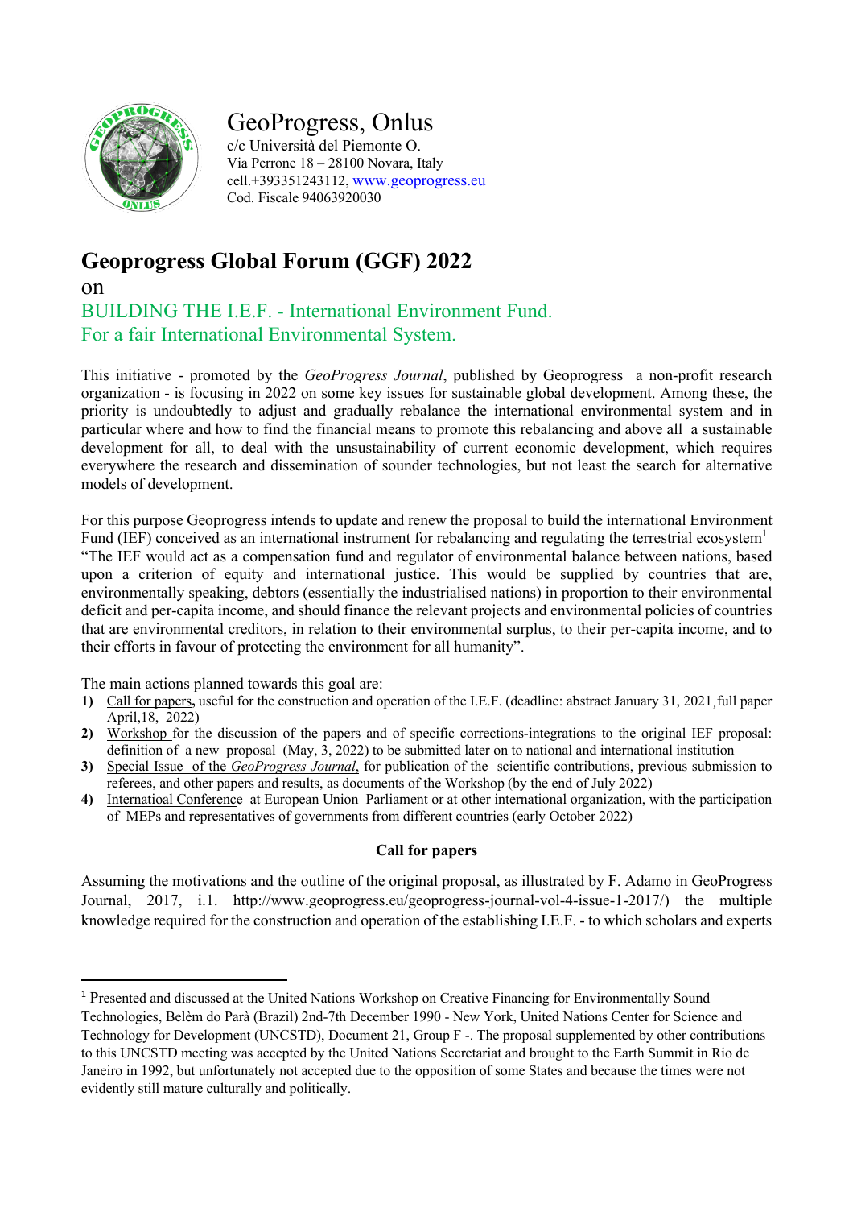GeoProgress, Onlus
c/c Università del Piemonte O.
Via Perrone 18 – 28100 Novara, Italy
cell.+393351243112, www.geoprogress.eu
Cod. Fiscale 94063920030

# Geoprogress Global Forum (GGF) 2022

on

## BUILDING THE I.E.F. - International Environment Fund. For a fair International Environmental System.

This initiative - promoted by the *GeoProgress Journal*, published by Geoprogress a non-profit research organization - is focusing in 2022 on some key issues for sustainable global development. Among these, the priority is undoubtedly to adjust and gradually rebalance the international environmental system and in particular where and how to find the financial means to promote this rebalancing and above all a sustainable development for all, to deal with the unsustainability of current economic development, which requires everywhere the research and dissemination of sounder technologies, but not least the search for alternative models of development.

For this purpose Geoprogress intends to update and renew the proposal to build the international Environment Fund (IEF) conceived as an international instrument for rebalancing and regulating the terrestrial ecosystem[1] "The IEF would act as a compensation fund and regulator of environmental balance between nations, based upon a criterion of equity and international justice. This would be supplied by countries that are, environmentally speaking, debtors (essentially the industrialised nations) in proportion to their environmental deficit and per-capita income, and should finance the relevant projects and environmental policies of countries that are environmental creditors, in relation to their environmental surplus, to their per-capita income, and to their efforts in favour of protecting the environment for all humanity".

The main actions planned towards this goal are:

1) Call for papers**,** useful for the construction and operation of the I.E.F. (deadline: abstract January 31, 2021¸full paper April,18, 2022)
2) Workshop for the discussion of the papers and of specific corrections-integrations to the original IEF proposal: definition of a new proposal (May, 3, 2022) to be submitted later on to national and international institution
3) Special Issue of the *GeoProgress Journal*, for publication of the scientific contributions, previous submission to referees, and other papers and results, as documents of the Workshop (by the end of July 2022)
4) Internatioal Conference at European Union Parliament or at other international organization, with the participation of MEPs and representatives of governments from different countries (early October 2022)

**Call for papers**

Assuming the motivations and the outline of the original proposal, as illustrated by F. Adamo in GeoProgress Journal, 2017, i.1. http://www.geoprogress.eu/geoprogress-journal-vol-4-issue-1-2017/) the multiple knowledge required for the construction and operation of the establishing I.E.F. - to which scholars and experts

---

[1] Presented and discussed at the United Nations Workshop on Creative Financing for Environmentally Sound Technologies, Belèm do Parà (Brazil) 2nd-7th December 1990 - New York, United Nations Center for Science and Technology for Development (UNCSTD), Document 21, Group F -. The proposal supplemented by other contributions to this UNCSTD meeting was accepted by the United Nations Secretariat and brought to the Earth Summit in Rio de Janeiro in 1992, but unfortunately not accepted due to the opposition of some States and because the times were not evidently still mature culturally and politically.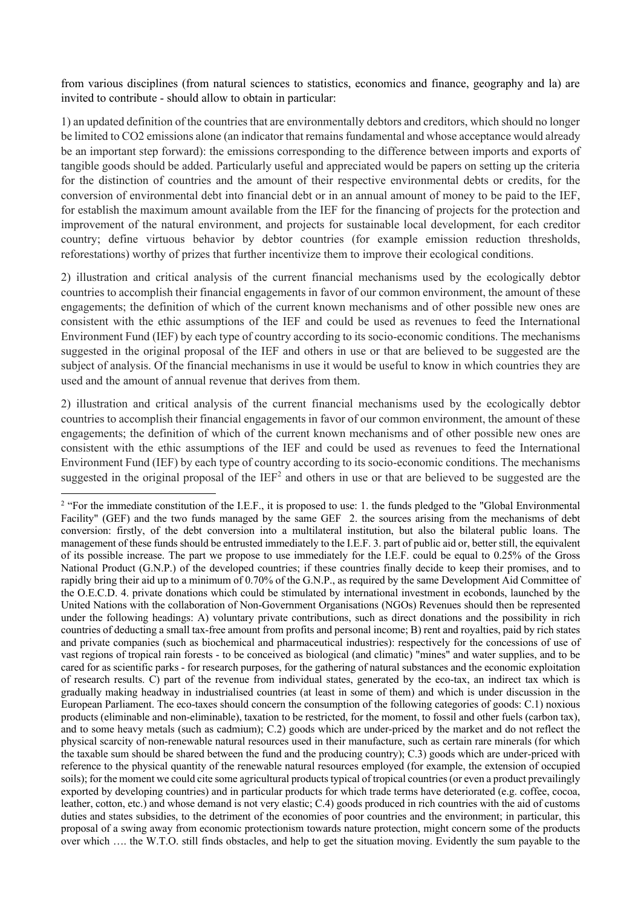from various disciplines (from natural sciences to statistics, economics and finance, geography and la) are invited to contribute - should allow to obtain in particular:

1) an updated definition of the countries that are environmentally debtors and creditors, which should no longer be limited to $CO_2$ emissions alone (an indicator that remains fundamental and whose acceptance would already be an important step forward): the emissions corresponding to the difference between imports and exports of tangible goods should be added. Particularly useful and appreciated would be papers on setting up the criteria for the distinction of countries and the amount of their respective environmental debts or credits, for the conversion of environmental debt into financial debt or in an annual amount of money to be paid to the IEF, for establish the maximum amount available from the IEF for the financing of projects for the protection and improvement of the natural environment, and projects for sustainable local development, for each creditor country; define virtuous behavior by debtor countries (for example emission reduction thresholds, reforestations) worthy of prizes that further incentivize them to improve their ecological conditions.

2) illustration and critical analysis of the current financial mechanisms used by the ecologically debtor countries to accomplish their financial engagements in favor of our common environment, the amount of these engagements; the definition of which of the current known mechanisms and of other possible new ones are consistent with the ethic assumptions of the IEF and could be used as revenues to feed the International Environment Fund (IEF) by each type of country according to its socio-economic conditions. The mechanisms suggested in the original proposal of the IEF and others in use or that are believed to be suggested are the subject of analysis. Of the financial mechanisms in use it would be useful to know in which countries they are used and the amount of annual revenue that derives from them.

2) illustration and critical analysis of the current financial mechanisms used by the ecologically debtor countries to accomplish their financial engagements in favor of our common environment, the amount of these engagements; the definition of which of the current known mechanisms and of other possible new ones are consistent with the ethic assumptions of the IEF and could be used as revenues to feed the International Environment Fund (IEF) by each type of country according to its socio-economic conditions. The mechanisms suggested in the original proposal of the IEF[2] and others in use or that are believed to be suggested are the

[2] "For the immediate constitution of the I.E.F., it is proposed to use: 1. the funds pledged to the "Global Environmental Facility" (GEF) and the two funds managed by the same GEF 2. the sources arising from the mechanisms of debt conversion: firstly, of the debt conversion into a multilateral institution, but also the bilateral public loans. The management of these funds should be entrusted immediately to the I.E.F. 3. part of public aid or, better still, the equivalent of its possible increase. The part we propose to use immediately for the I.E.F. could be equal to 0.25% of the Gross National Product (G.N.P.) of the developed countries; if these countries finally decide to keep their promises, and to rapidly bring their aid up to a minimum of 0.70% of the G.N.P., as required by the same Development Aid Committee of the O.E.C.D. 4. private donations which could be stimulated by international investment in ecobonds, launched by the United Nations with the collaboration of Non-Government Organisations (NGOs) Revenues should then be represented under the following headings: A) voluntary private contributions, such as direct donations and the possibility in rich countries of deducting a small tax-free amount from profits and personal income; B) rent and royalties, paid by rich states and private companies (such as biochemical and pharmaceutical industries): respectively for the concessions of use of vast regions of tropical rain forests - to be conceived as biological (and climatic) "mines" and water supplies, and to be cared for as scientific parks - for research purposes, for the gathering of natural substances and the economic exploitation of research results. C) part of the revenue from individual states, generated by the eco-tax, an indirect tax which is gradually making headway in industrialised countries (at least in some of them) and which is under discussion in the European Parliament. The eco-taxes should concern the consumption of the following categories of goods: C.1) noxious products (eliminable and non-eliminable), taxation to be restricted, for the moment, to fossil and other fuels (carbon tax), and to some heavy metals (such as cadmium); C.2) goods which are under-priced by the market and do not reflect the physical scarcity of non-renewable natural resources used in their manufacture, such as certain rare minerals (for which the taxable sum should be shared between the fund and the producing country); C.3) goods which are under-priced with reference to the physical quantity of the renewable natural resources employed (for example, the extension of occupied soils); for the moment we could cite some agricultural products typical of tropical countries (or even a product prevailingly exported by developing countries) and in particular products for which trade terms have deteriorated (e.g. coffee, cocoa, leather, cotton, etc.) and whose demand is not very elastic; C.4) goods produced in rich countries with the aid of customs duties and states subsidies, to the detriment of the economies of poor countries and the environment; in particular, this proposal of a swing away from economic protectionism towards nature protection, might concern some of the products over which …. the W.T.O. still finds obstacles, and help to get the situation moving. Evidently the sum payable to the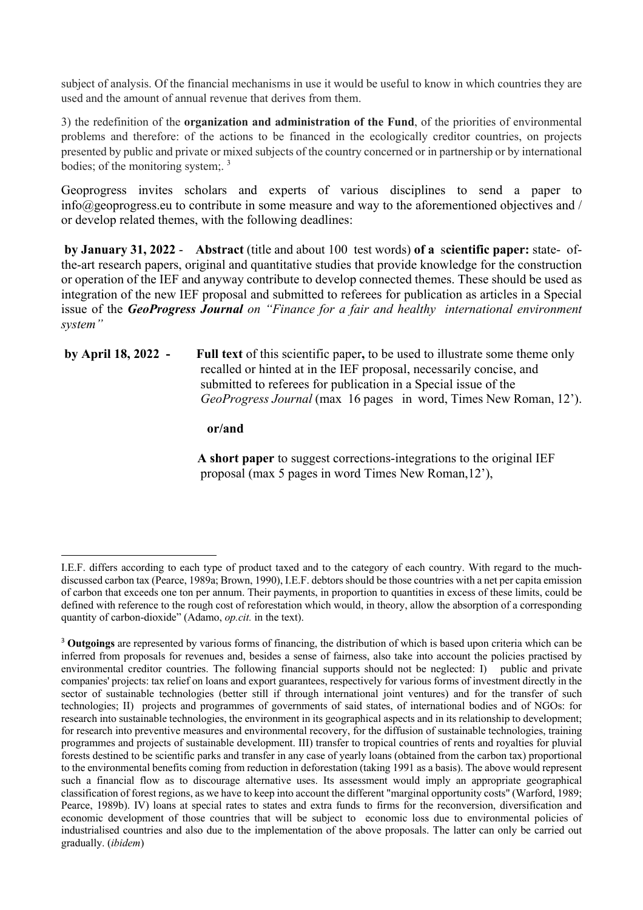subject of analysis. Of the financial mechanisms in use it would be useful to know in which countries they are used and the amount of annual revenue that derives from them.

3) the redefinition of the **organization and administration of the Fund**, of the priorities of environmental problems and therefore: of the actions to be financed in the ecologically creditor countries, on projects presented by public and private or mixed subjects of the country concerned or in partnership or by international bodies; of the monitoring system;. [3]

Geoprogress invites scholars and experts of various disciplines to send a paper to info@geoprogress.eu to contribute in some measure and way to the aforementioned objectives and / or develop related themes, with the following deadlines:

**by January 31, 2022** - **Abstract** (title and about 100 test words) **of a scientific paper:** state- of-the-art research papers, original and quantitative studies that provide knowledge for the construction or operation of the IEF and anyway contribute to develop connected themes. These should be used as integration of the new IEF proposal and submitted to referees for publication as articles in a Special issue of the ***GeoProgress Journal*** *on "Finance for a fair and healthy international environment system"*

**by April 18, 2022 -** **Full text** of this scientific paper**,** to be used to illustrate some theme only recalled or hinted at in the IEF proposal, necessarily concise, and submitted to referees for publication in a Special issue of the *GeoProgress Journal* (max 16 pages in word, Times New Roman, 12').

**or/and**

**A short paper** to suggest corrections-integrations to the original IEF proposal (max 5 pages in word Times New Roman,12'),

---

I.E.F. differs according to each type of product taxed and to the category of each country. With regard to the much-discussed carbon tax (Pearce, 1989a; Brown, 1990), I.E.F. debtors should be those countries with a net per capita emission of carbon that exceeds one ton per annum. Their payments, in proportion to quantities in excess of these limits, could be defined with reference to the rough cost of reforestation which would, in theory, allow the absorption of a corresponding quantity of carbon-dioxide" (Adamo, *op.cit.* in the text).

[3] **Outgoings** are represented by various forms of financing, the distribution of which is based upon criteria which can be inferred from proposals for revenues and, besides a sense of fairness, also take into account the policies practised by environmental creditor countries. The following financial supports should not be neglected: I) public and private companies' projects: tax relief on loans and export guarantees, respectively for various forms of investment directly in the sector of sustainable technologies (better still if through international joint ventures) and for the transfer of such technologies; II) projects and programmes of governments of said states, of international bodies and of NGOs: for research into sustainable technologies, the environment in its geographical aspects and in its relationship to development; for research into preventive measures and environmental recovery, for the diffusion of sustainable technologies, training programmes and projects of sustainable development. III) transfer to tropical countries of rents and royalties for pluvial forests destined to be scientific parks and transfer in any case of yearly loans (obtained from the carbon tax) proportional to the environmental benefits coming from reduction in deforestation (taking 1991 as a basis). The above would represent such a financial flow as to discourage alternative uses. Its assessment would imply an appropriate geographical classification of forest regions, as we have to keep into account the different "marginal opportunity costs" (Warford, 1989; Pearce, 1989b). IV) loans at special rates to states and extra funds to firms for the reconversion, diversification and economic development of those countries that will be subject to economic loss due to environmental policies of industrialised countries and also due to the implementation of the above proposals. The latter can only be carried out gradually. (*ibidem*)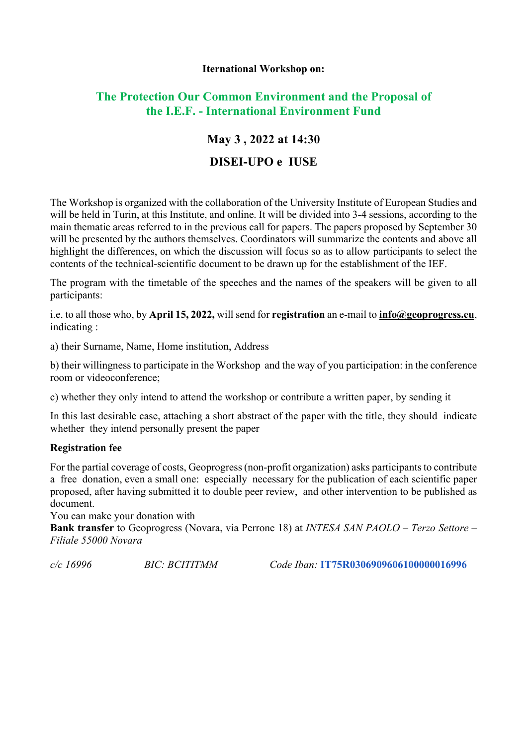**Iternational Workshop on:**

## The Protection Our Common Environment and the Proposal of the I.E.F. - International Environment Fund

### May 3 , 2022 at 14:30

### DISEI-UPO e IUSE

The Workshop is organized with the collaboration of the University Institute of European Studies and will be held in Turin, at this Institute, and online. It will be divided into 3-4 sessions, according to the main thematic areas referred to in the previous call for papers. The papers proposed by September 30 will be presented by the authors themselves. Coordinators will summarize the contents and above all highlight the differences, on which the discussion will focus so as to allow participants to select the contents of the technical-scientific document to be drawn up for the establishment of the IEF.

The program with the timetable of the speeches and the names of the speakers will be given to all participants:

i.e. to all those who, by **April 15, 2022,** will send for **registration** an e-mail to **info@geoprogress.eu**, indicating :

a) their Surname, Name, Home institution, Address

b) their willingness to participate in the Workshop and the way of you participation: in the conference room or videoconference;

c) whether they only intend to attend the workshop or contribute a written paper, by sending it

In this last desirable case, attaching a short abstract of the paper with the title, they should indicate whether they intend personally present the paper

**Registration fee**

For the partial coverage of costs, Geoprogress (non-profit organization) asks participants to contribute a free donation, even a small one: especially necessary for the publication of each scientific paper proposed, after having submitted it to double peer review, and other intervention to be published as document.

You can make your donation with

**Bank transfer** to Geoprogress (Novara, via Perrone 18) at *INTESA SAN PAOLO – Terzo Settore – Filiale 55000 Novara*

*c/c 16996* *BIC: BCITITMM* *Code Iban:* **IT75R0306909606100000016996**